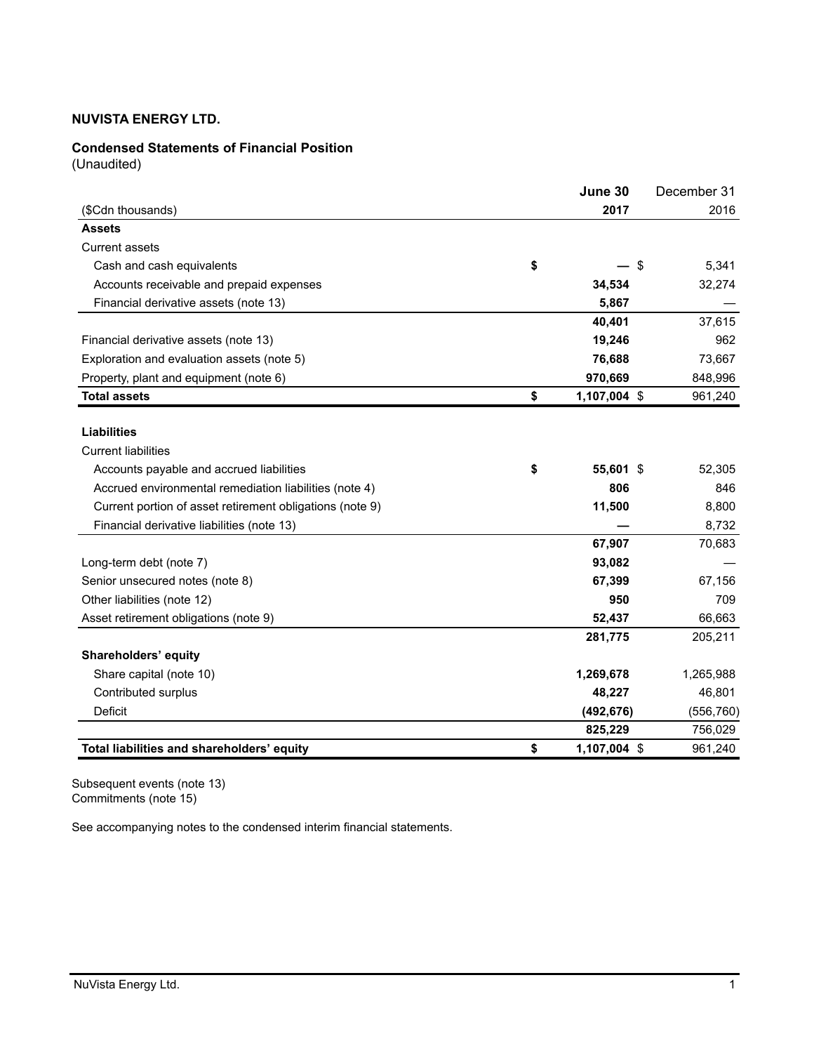**NUVISTA ENERGY LTD.**

**Condensed Statements of Financial Position**
(Unaudited)

| ($Cdn thousands) | June 30 2017 | December 31 2016 |
|---|---|---|
| **Assets** | | |
| Current assets | | |
| Cash and cash equivalents | $ — | $ 5,341 |
| Accounts receivable and prepaid expenses | 34,534 | 32,274 |
| Financial derivative assets (note 13) | 5,867 | — |
| | 40,401 | 37,615 |
| Financial derivative assets (note 13) | 19,246 | 962 |
| Exploration and evaluation assets (note 5) | 76,688 | 73,667 |
| Property, plant and equipment (note 6) | 970,669 | 848,996 |
| **Total assets** | $ 1,107,004 | $ 961,240 |
| **Liabilities** | | |
| Current liabilities | | |
| Accounts payable and accrued liabilities | $ 55,601 | $ 52,305 |
| Accrued environmental remediation liabilities (note 4) | 806 | 846 |
| Current portion of asset retirement obligations (note 9) | 11,500 | 8,800 |
| Financial derivative liabilities (note 13) | — | 8,732 |
| | 67,907 | 70,683 |
| Long-term debt (note 7) | 93,082 | — |
| Senior unsecured notes (note 8) | 67,399 | 67,156 |
| Other liabilities (note 12) | 950 | 709 |
| Asset retirement obligations (note 9) | 52,437 | 66,663 |
| | 281,775 | 205,211 |
| **Shareholders' equity** | | |
| Share capital (note 10) | 1,269,678 | 1,265,988 |
| Contributed surplus | 48,227 | 46,801 |
| Deficit | (492,676) | (556,760) |
| | 825,229 | 756,029 |
| **Total liabilities and shareholders' equity** | $ 1,107,004 | $ 961,240 |

Subsequent events (note 13)
Commitments (note 15)

See accompanying notes to the condensed interim financial statements.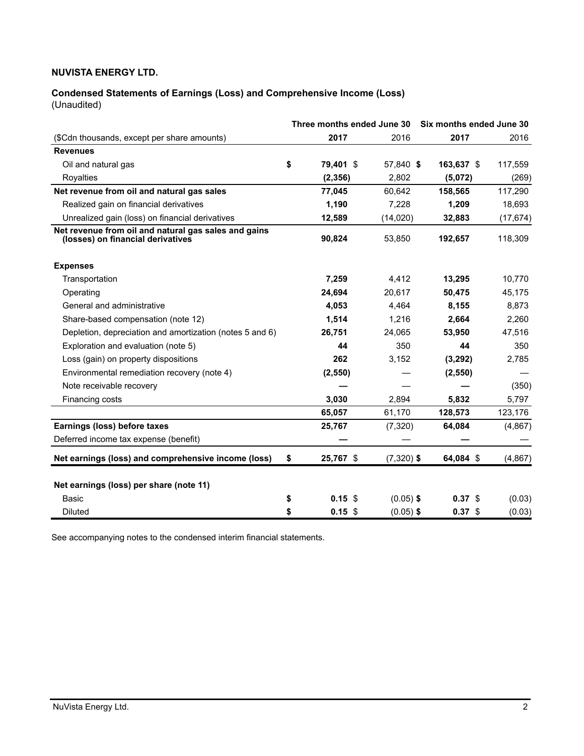**NUVISTA ENERGY LTD.**

**Condensed Statements of Earnings (Loss) and Comprehensive Income (Loss)**
(Unaudited)

| | Three months ended June 30 | | Six months ended June 30 | |
|---|---|---|---|---|
| ($Cdn thousands, except per share amounts) | **2017** | 2016 | **2017** | 2016 |
| **Revenues** | | | | |
| Oil and natural gas | **$ 79,401** | $ 57,840 | **$ 163,637** | $ 117,559 |
| Royalties | **(2,356)** | 2,802 | **(5,072)** | (269) |
| **Net revenue from oil and natural gas sales** | **77,045** | 60,642 | **158,565** | 117,290 |
| Realized gain on financial derivatives | **1,190** | 7,228 | **1,209** | 18,693 |
| Unrealized gain (loss) on financial derivatives | **12,589** | (14,020) | **32,883** | (17,674) |
| **Net revenue from oil and natural gas sales and gains (losses) on financial derivatives** | **90,824** | 53,850 | **192,657** | 118,309 |
| **Expenses** | | | | |
| Transportation | **7,259** | 4,412 | **13,295** | 10,770 |
| Operating | **24,694** | 20,617 | **50,475** | 45,175 |
| General and administrative | **4,053** | 4,464 | **8,155** | 8,873 |
| Share-based compensation (note 12) | **1,514** | 1,216 | **2,664** | 2,260 |
| Depletion, depreciation and amortization (notes 5 and 6) | **26,751** | 24,065 | **53,950** | 47,516 |
| Exploration and evaluation (note 5) | **44** | 350 | **44** | 350 |
| Loss (gain) on property dispositions | **262** | 3,152 | **(3,292)** | 2,785 |
| Environmental remediation recovery (note 4) | **(2,550)** | — | **(2,550)** | — |
| Note receivable recovery | **—** | — | **—** | (350) |
| Financing costs | **3,030** | 2,894 | **5,832** | 5,797 |
| | **65,057** | 61,170 | **128,573** | 123,176 |
| **Earnings (loss) before taxes** | **25,767** | (7,320) | **64,084** | (4,867) |
| Deferred income tax expense (benefit) | **—** | — | **—** | — |
| **Net earnings (loss) and comprehensive income (loss)** | **$ 25,767** | $ (7,320) | **$ 64,084** | $ (4,867) |
| **Net earnings (loss) per share (note 11)** | | | | |
| Basic | **$ 0.15** | $ (0.05) | **$ 0.37** | $ (0.03) |
| Diluted | **$ 0.15** | $ (0.05) | **$ 0.37** | $ (0.03) |

See accompanying notes to the condensed interim financial statements.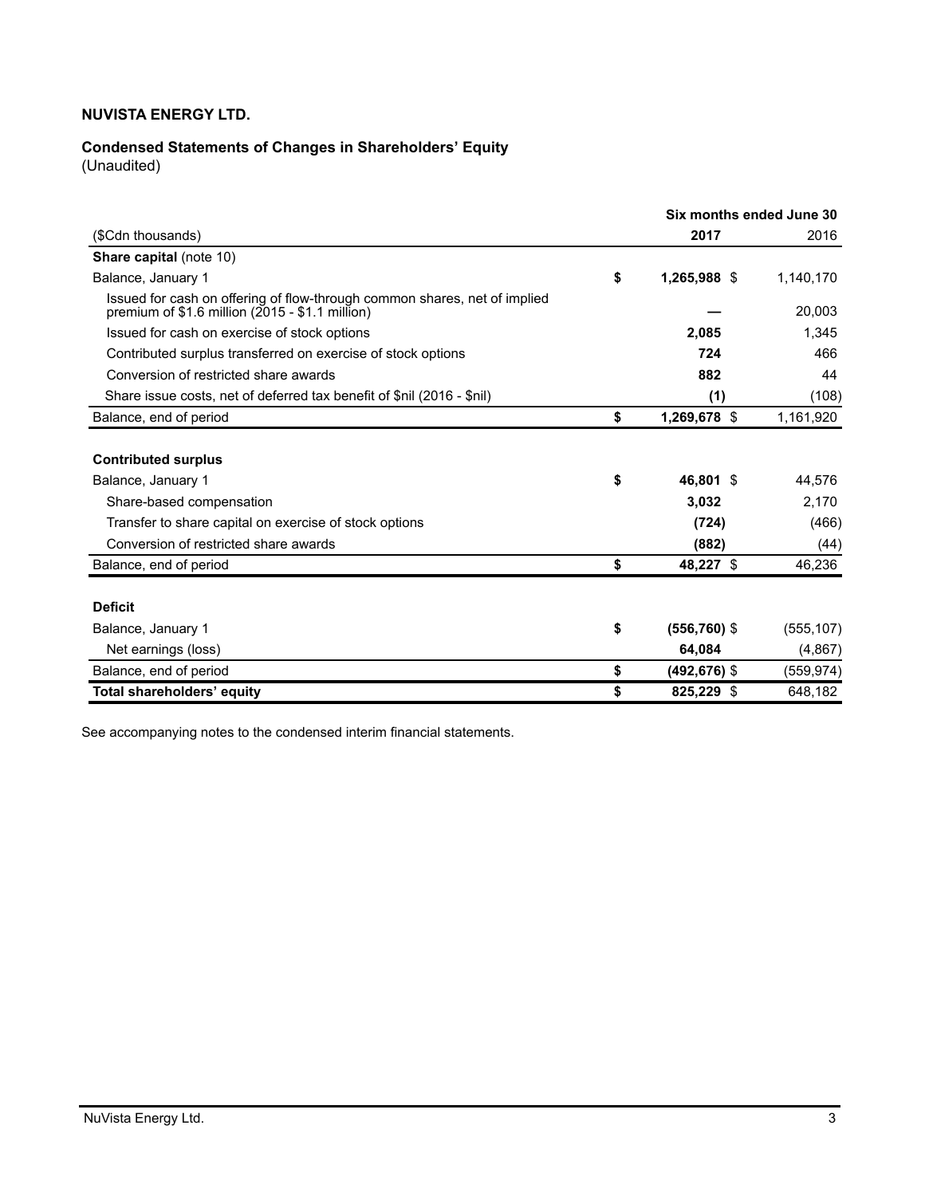**NUVISTA ENERGY LTD.**

**Condensed Statements of Changes in Shareholders' Equity**
(Unaudited)

| | Six months ended June 30 | |
|---|---|---|
| ($Cdn thousands) | **2017** | 2016 |
| **Share capital** (note 10) | | |
| Balance, January 1 | **$ 1,265,988** | $ 1,140,170 |
| Issued for cash on offering of flow-through common shares, net of implied premium of $1.6 million (2015 - $1.1 million) | **—** | 20,003 |
| Issued for cash on exercise of stock options | **2,085** | 1,345 |
| Contributed surplus transferred on exercise of stock options | **724** | 466 |
| Conversion of restricted share awards | **882** | 44 |
| Share issue costs, net of deferred tax benefit of $nil (2016 - $nil) | **(1)** | (108) |
| Balance, end of period | **$ 1,269,678** | $ 1,161,920 |
| | | |
| **Contributed surplus** | | |
| Balance, January 1 | **$ 46,801** | $ 44,576 |
| Share-based compensation | **3,032** | 2,170 |
| Transfer to share capital on exercise of stock options | **(724)** | (466) |
| Conversion of restricted share awards | **(882)** | (44) |
| Balance, end of period | **$ 48,227** | $ 46,236 |
| | | |
| **Deficit** | | |
| Balance, January 1 | **$ (556,760)** | $ (555,107) |
| Net earnings (loss) | **64,084** | (4,867) |
| Balance, end of period | **$ (492,676)** | $ (559,974) |
| **Total shareholders' equity** | **$ 825,229** | $ 648,182 |

See accompanying notes to the condensed interim financial statements.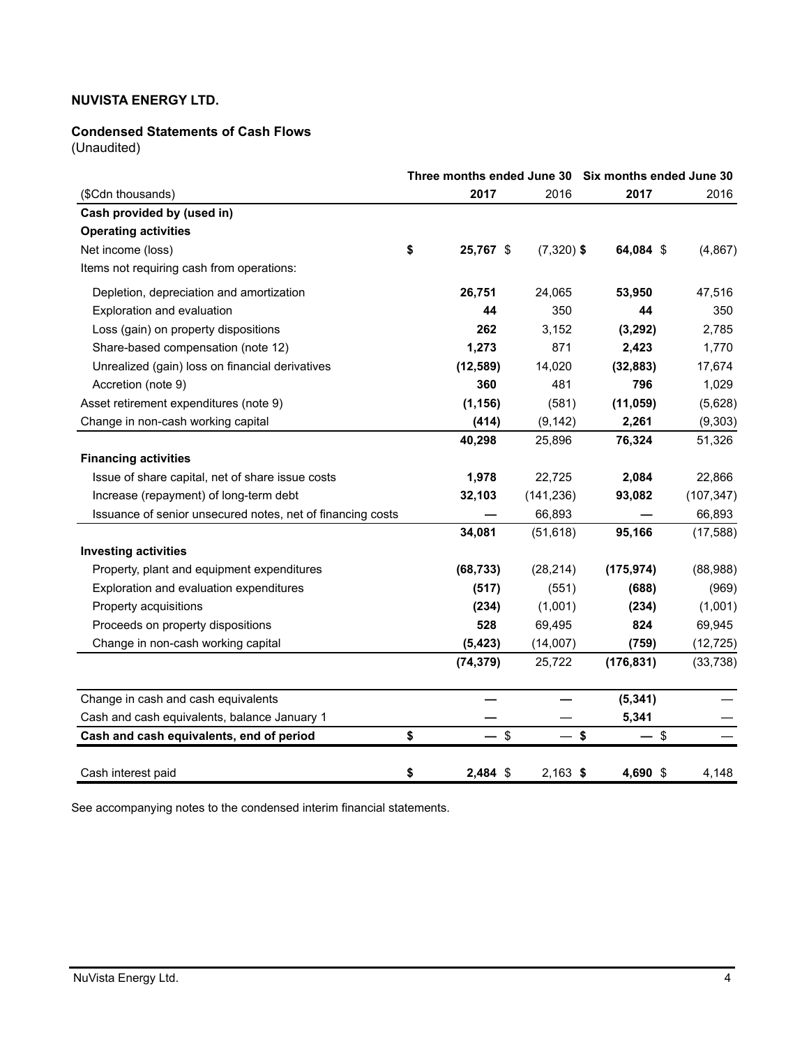**NUVISTA ENERGY LTD.**

**Condensed Statements of Cash Flows**
(Unaudited)

| | Three months ended June 30 | | Six months ended June 30 | |
|---|---|---|---|---|
| ($Cdn thousands) | **2017** | 2016 | **2017** | 2016 |
| **Cash provided by (used in)** | | | | |
| **Operating activities** | | | | |
| Net income (loss) | **$ 25,767** | $ (7,320) | **$ 64,084** | $ (4,867) |
| Items not requiring cash from operations: | | | | |
| Depletion, depreciation and amortization | **26,751** | 24,065 | **53,950** | 47,516 |
| Exploration and evaluation | **44** | 350 | **44** | 350 |
| Loss (gain) on property dispositions | **262** | 3,152 | **(3,292)** | 2,785 |
| Share-based compensation (note 12) | **1,273** | 871 | **2,423** | 1,770 |
| Unrealized (gain) loss on financial derivatives | **(12,589)** | 14,020 | **(32,883)** | 17,674 |
| Accretion (note 9) | **360** | 481 | **796** | 1,029 |
| Asset retirement expenditures (note 9) | **(1,156)** | (581) | **(11,059)** | (5,628) |
| Change in non-cash working capital | **(414)** | (9,142) | **2,261** | (9,303) |
| | **40,298** | 25,896 | **76,324** | 51,326 |
| **Financing activities** | | | | |
| Issue of share capital, net of share issue costs | **1,978** | 22,725 | **2,084** | 22,866 |
| Increase (repayment) of long-term debt | **32,103** | (141,236) | **93,082** | (107,347) |
| Issuance of senior unsecured notes, net of financing costs | **—** | 66,893 | **—** | 66,893 |
| | **34,081** | (51,618) | **95,166** | (17,588) |
| **Investing activities** | | | | |
| Property, plant and equipment expenditures | **(68,733)** | (28,214) | **(175,974)** | (88,988) |
| Exploration and evaluation expenditures | **(517)** | (551) | **(688)** | (969) |
| Property acquisitions | **(234)** | (1,001) | **(234)** | (1,001) |
| Proceeds on property dispositions | **528** | 69,495 | **824** | 69,945 |
| Change in non-cash working capital | **(5,423)** | (14,007) | **(759)** | (12,725) |
| | **(74,379)** | 25,722 | **(176,831)** | (33,738) |
| | | | | |
| Change in cash and cash equivalents | **—** | — | **(5,341)** | — |
| Cash and cash equivalents, balance January 1 | **—** | — | **5,341** | — |
| **Cash and cash equivalents, end of period** | **$ —** | $ — | **$ —** | $ — |
| | | | | |
| Cash interest paid | **$ 2,484** | $ 2,163 | **$ 4,690** | $ 4,148 |

See accompanying notes to the condensed interim financial statements.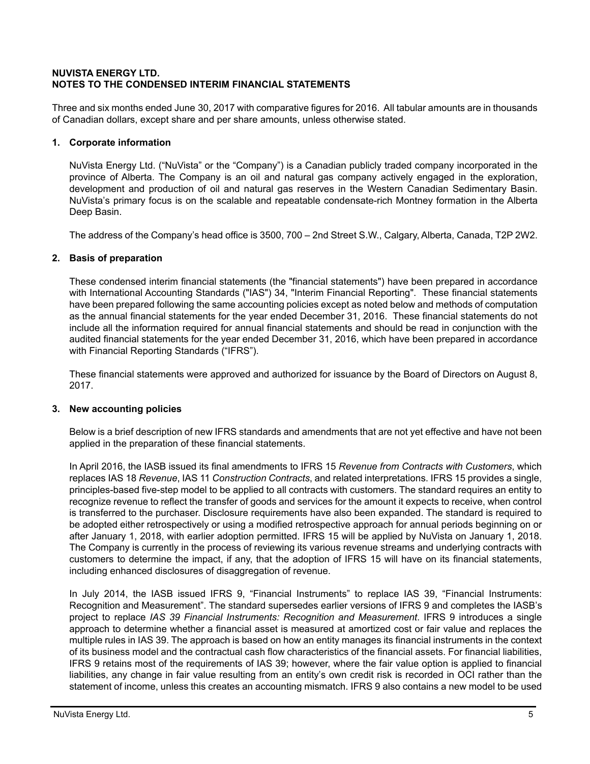**NUVISTA ENERGY LTD.**
**NOTES TO THE CONDENSED INTERIM FINANCIAL STATEMENTS**

Three and six months ended June 30, 2017 with comparative figures for 2016. All tabular amounts are in thousands of Canadian dollars, except share and per share amounts, unless otherwise stated.

## 1. Corporate information

NuVista Energy Ltd. ("NuVista" or the "Company") is a Canadian publicly traded company incorporated in the province of Alberta. The Company is an oil and natural gas company actively engaged in the exploration, development and production of oil and natural gas reserves in the Western Canadian Sedimentary Basin. NuVista's primary focus is on the scalable and repeatable condensate-rich Montney formation in the Alberta Deep Basin.

The address of the Company's head office is 3500, 700 – 2nd Street S.W., Calgary, Alberta, Canada, T2P 2W2.

## 2. Basis of preparation

These condensed interim financial statements (the "financial statements") have been prepared in accordance with International Accounting Standards ("IAS") 34, "Interim Financial Reporting". These financial statements have been prepared following the same accounting policies except as noted below and methods of computation as the annual financial statements for the year ended December 31, 2016. These financial statements do not include all the information required for annual financial statements and should be read in conjunction with the audited financial statements for the year ended December 31, 2016, which have been prepared in accordance with Financial Reporting Standards ("IFRS").

These financial statements were approved and authorized for issuance by the Board of Directors on August 8, 2017.

## 3. New accounting policies

Below is a brief description of new IFRS standards and amendments that are not yet effective and have not been applied in the preparation of these financial statements.

In April 2016, the IASB issued its final amendments to IFRS 15 *Revenue from Contracts with Customers*, which replaces IAS 18 *Revenue*, IAS 11 *Construction Contracts*, and related interpretations. IFRS 15 provides a single, principles-based five-step model to be applied to all contracts with customers. The standard requires an entity to recognize revenue to reflect the transfer of goods and services for the amount it expects to receive, when control is transferred to the purchaser. Disclosure requirements have also been expanded. The standard is required to be adopted either retrospectively or using a modified retrospective approach for annual periods beginning on or after January 1, 2018, with earlier adoption permitted. IFRS 15 will be applied by NuVista on January 1, 2018. The Company is currently in the process of reviewing its various revenue streams and underlying contracts with customers to determine the impact, if any, that the adoption of IFRS 15 will have on its financial statements, including enhanced disclosures of disaggregation of revenue.

In July 2014, the IASB issued IFRS 9, "Financial Instruments" to replace IAS 39, "Financial Instruments: Recognition and Measurement". The standard supersedes earlier versions of IFRS 9 and completes the IASB's project to replace *IAS 39 Financial Instruments: Recognition and Measurement*. IFRS 9 introduces a single approach to determine whether a financial asset is measured at amortized cost or fair value and replaces the multiple rules in IAS 39. The approach is based on how an entity manages its financial instruments in the context of its business model and the contractual cash flow characteristics of the financial assets. For financial liabilities, IFRS 9 retains most of the requirements of IAS 39; however, where the fair value option is applied to financial liabilities, any change in fair value resulting from an entity's own credit risk is recorded in OCI rather than the statement of income, unless this creates an accounting mismatch. IFRS 9 also contains a new model to be used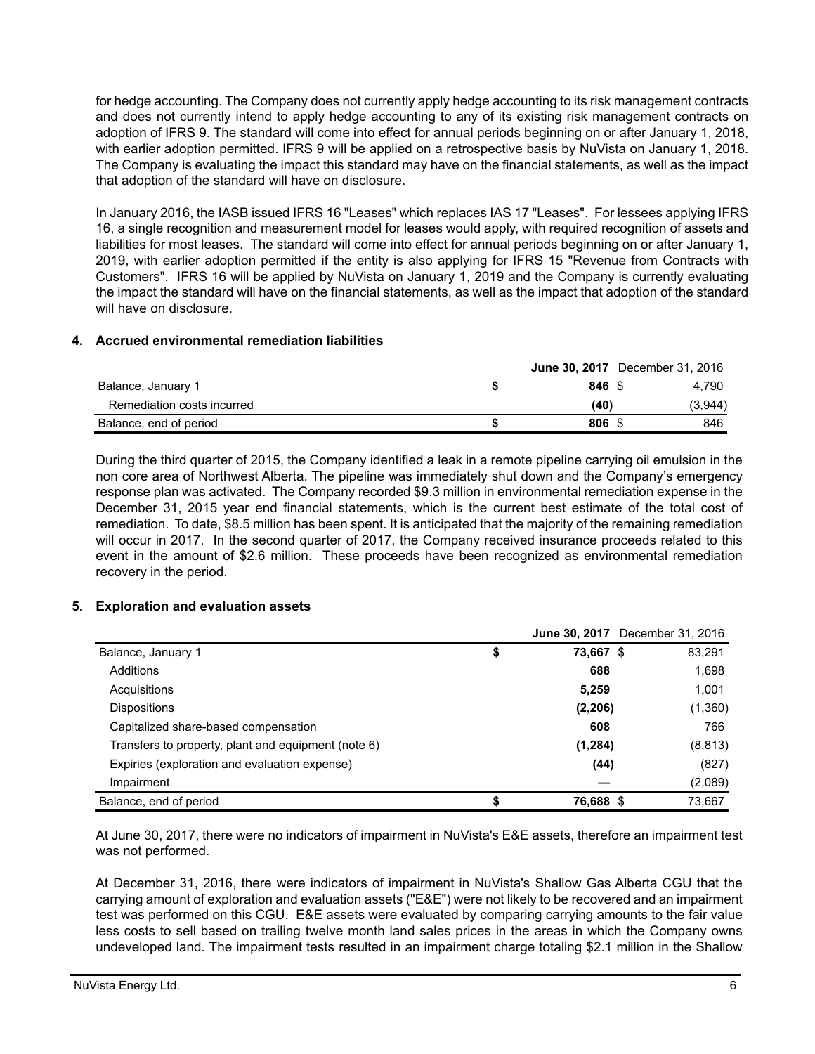for hedge accounting. The Company does not currently apply hedge accounting to its risk management contracts and does not currently intend to apply hedge accounting to any of its existing risk management contracts on adoption of IFRS 9. The standard will come into effect for annual periods beginning on or after January 1, 2018, with earlier adoption permitted. IFRS 9 will be applied on a retrospective basis by NuVista on January 1, 2018. The Company is evaluating the impact this standard may have on the financial statements, as well as the impact that adoption of the standard will have on disclosure.

In January 2016, the IASB issued IFRS 16 "Leases" which replaces IAS 17 "Leases". For lessees applying IFRS 16, a single recognition and measurement model for leases would apply, with required recognition of assets and liabilities for most leases. The standard will come into effect for annual periods beginning on or after January 1, 2019, with earlier adoption permitted if the entity is also applying for IFRS 15 "Revenue from Contracts with Customers". IFRS 16 will be applied by NuVista on January 1, 2019 and the Company is currently evaluating the impact the standard will have on the financial statements, as well as the impact that adoption of the standard will have on disclosure.

## 4. Accrued environmental remediation liabilities

| | **June 30, 2017** | December 31, 2016 |
|---|---|---|
| Balance, January 1 | **$ 846** | $ 4,790 |
| Remediation costs incurred | **(40)** | (3,944) |
| Balance, end of period | **$ 806** | $ 846 |

During the third quarter of 2015, the Company identified a leak in a remote pipeline carrying oil emulsion in the non core area of Northwest Alberta. The pipeline was immediately shut down and the Company's emergency response plan was activated. The Company recorded $9.3 million in environmental remediation expense in the December 31, 2015 year end financial statements, which is the current best estimate of the total cost of remediation. To date, $8.5 million has been spent. It is anticipated that the majority of the remaining remediation will occur in 2017. In the second quarter of 2017, the Company received insurance proceeds related to this event in the amount of $2.6 million. These proceeds have been recognized as environmental remediation recovery in the period.

## 5. Exploration and evaluation assets

| | **June 30, 2017** | December 31, 2016 |
|---|---|---|
| Balance, January 1 | **$ 73,667** | $ 83,291 |
| Additions | **688** | 1,698 |
| Acquisitions | **5,259** | 1,001 |
| Dispositions | **(2,206)** | (1,360) |
| Capitalized share-based compensation | **608** | 766 |
| Transfers to property, plant and equipment (note 6) | **(1,284)** | (8,813) |
| Expiries (exploration and evaluation expense) | **(44)** | (827) |
| Impairment | **—** | (2,089) |
| Balance, end of period | **$ 76,688** | $ 73,667 |

At June 30, 2017, there were no indicators of impairment in NuVista's E&E assets, therefore an impairment test was not performed.

At December 31, 2016, there were indicators of impairment in NuVista's Shallow Gas Alberta CGU that the carrying amount of exploration and evaluation assets ("E&E") were not likely to be recovered and an impairment test was performed on this CGU. E&E assets were evaluated by comparing carrying amounts to the fair value less costs to sell based on trailing twelve month land sales prices in the areas in which the Company owns undeveloped land. The impairment tests resulted in an impairment charge totaling $2.1 million in the Shallow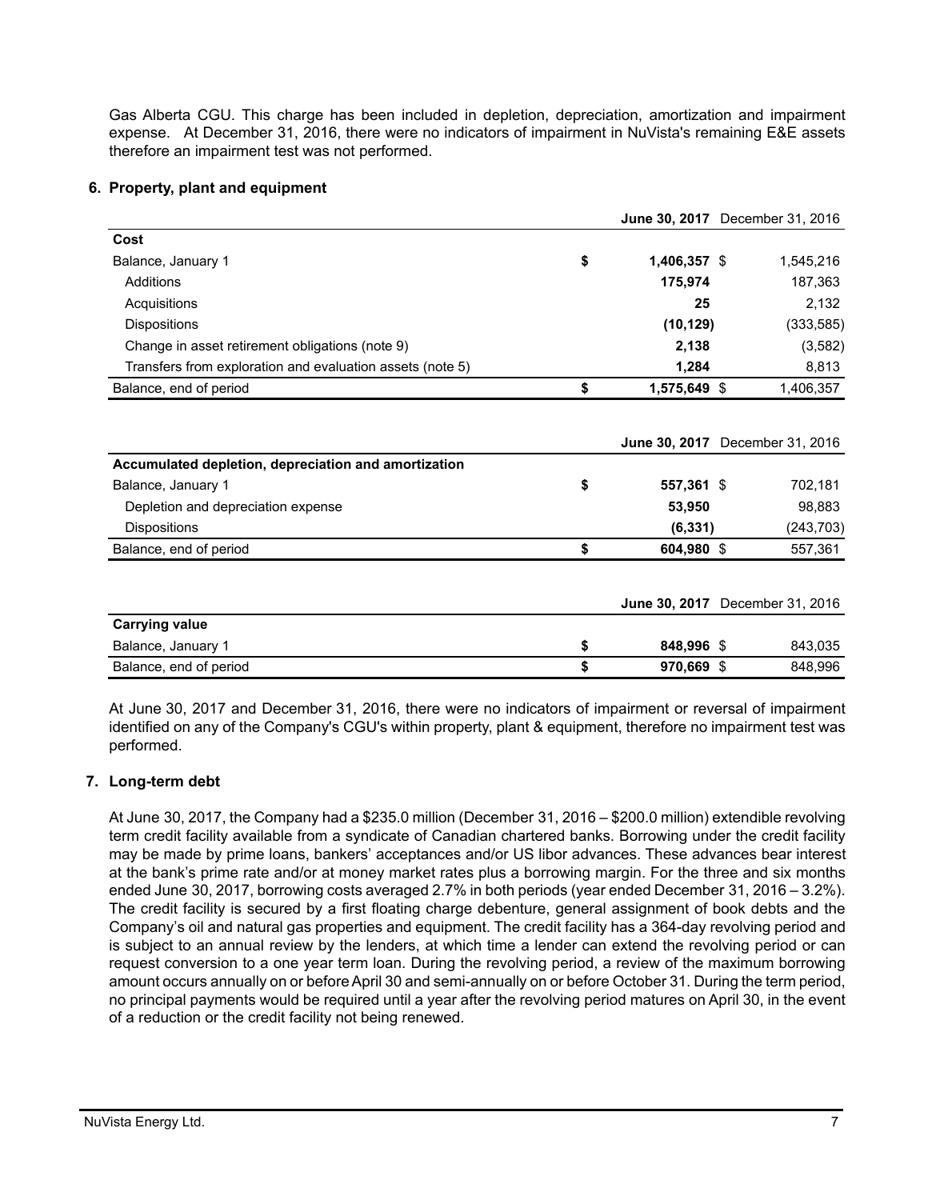Gas Alberta CGU. This charge has been included in depletion, depreciation, amortization and impairment expense. At December 31, 2016, there were no indicators of impairment in NuVista's remaining E&E assets therefore an impairment test was not performed.

## 6. Property, plant and equipment

| | **June 30, 2017** | December 31, 2016 |
|---|---|---|
| **Cost** | | |
| Balance, January 1 | $ **1,406,357** | $ 1,545,216 |
| Additions | **175,974** | 187,363 |
| Acquisitions | **25** | 2,132 |
| Dispositions | **(10,129)** | (333,585) |
| Change in asset retirement obligations (note 9) | **2,138** | (3,582) |
| Transfers from exploration and evaluation assets (note 5) | **1,284** | 8,813 |
| Balance, end of period | $ **1,575,649** | $ 1,406,357 |

| | **June 30, 2017** | December 31, 2016 |
|---|---|---|
| **Accumulated depletion, depreciation and amortization** | | |
| Balance, January 1 | $ **557,361** | $ 702,181 |
| Depletion and depreciation expense | **53,950** | 98,883 |
| Dispositions | **(6,331)** | (243,703) |
| Balance, end of period | $ **604,980** | $ 557,361 |

| | **June 30, 2017** | December 31, 2016 |
|---|---|---|
| **Carrying value** | | |
| Balance, January 1 | $ **848,996** | $ 843,035 |
| Balance, end of period | $ **970,669** | $ 848,996 |

At June 30, 2017 and December 31, 2016, there were no indicators of impairment or reversal of impairment identified on any of the Company's CGU's within property, plant & equipment, therefore no impairment test was performed.

## 7. Long-term debt

At June 30, 2017, the Company had a $235.0 million (December 31, 2016 – $200.0 million) extendible revolving term credit facility available from a syndicate of Canadian chartered banks. Borrowing under the credit facility may be made by prime loans, bankers' acceptances and/or US libor advances. These advances bear interest at the bank's prime rate and/or at money market rates plus a borrowing margin. For the three and six months ended June 30, 2017, borrowing costs averaged 2.7% in both periods (year ended December 31, 2016 – 3.2%). The credit facility is secured by a first floating charge debenture, general assignment of book debts and the Company's oil and natural gas properties and equipment. The credit facility has a 364-day revolving period and is subject to an annual review by the lenders, at which time a lender can extend the revolving period or can request conversion to a one year term loan. During the revolving period, a review of the maximum borrowing amount occurs annually on or before April 30 and semi-annually on or before October 31. During the term period, no principal payments would be required until a year after the revolving period matures on April 30, in the event of a reduction or the credit facility not being renewed.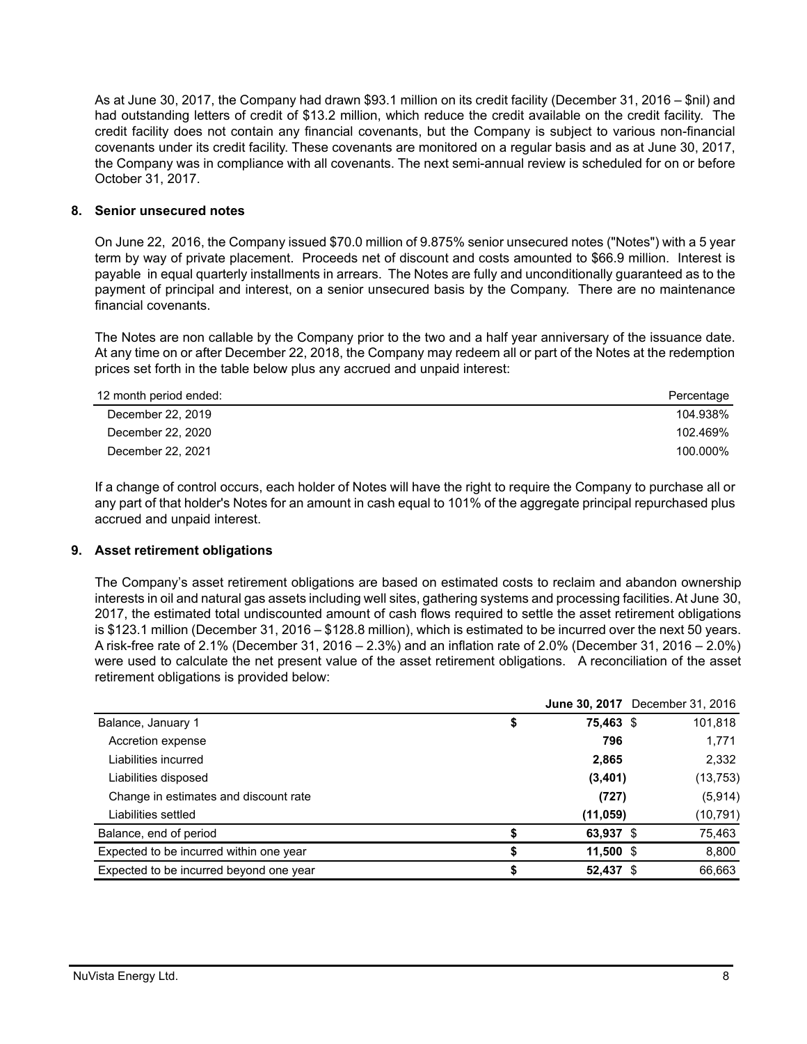As at June 30, 2017, the Company had drawn $93.1 million on its credit facility (December 31, 2016 – $nil) and had outstanding letters of credit of $13.2 million, which reduce the credit available on the credit facility. The credit facility does not contain any financial covenants, but the Company is subject to various non-financial covenants under its credit facility. These covenants are monitored on a regular basis and as at June 30, 2017, the Company was in compliance with all covenants. The next semi-annual review is scheduled for on or before October 31, 2017.

## 8. Senior unsecured notes

On June 22, 2016, the Company issued $70.0 million of 9.875% senior unsecured notes ("Notes") with a 5 year term by way of private placement. Proceeds net of discount and costs amounted to $66.9 million. Interest is payable in equal quarterly installments in arrears. The Notes are fully and unconditionally guaranteed as to the payment of principal and interest, on a senior unsecured basis by the Company. There are no maintenance financial covenants.

The Notes are non callable by the Company prior to the two and a half year anniversary of the issuance date. At any time on or after December 22, 2018, the Company may redeem all or part of the Notes at the redemption prices set forth in the table below plus any accrued and unpaid interest:

| 12 month period ended: | Percentage |
|---|---|
| December 22, 2019 | 104.938% |
| December 22, 2020 | 102.469% |
| December 22, 2021 | 100.000% |

If a change of control occurs, each holder of Notes will have the right to require the Company to purchase all or any part of that holder's Notes for an amount in cash equal to 101% of the aggregate principal repurchased plus accrued and unpaid interest.

## 9. Asset retirement obligations

The Company's asset retirement obligations are based on estimated costs to reclaim and abandon ownership interests in oil and natural gas assets including well sites, gathering systems and processing facilities. At June 30, 2017, the estimated total undiscounted amount of cash flows required to settle the asset retirement obligations is $123.1 million (December 31, 2016 – $128.8 million), which is estimated to be incurred over the next 50 years. A risk-free rate of 2.1% (December 31, 2016 – 2.3%) and an inflation rate of 2.0% (December 31, 2016 – 2.0%) were used to calculate the net present value of the asset retirement obligations. A reconciliation of the asset retirement obligations is provided below:

| | **June 30, 2017** | December 31, 2016 |
|---|---|---|
| Balance, January 1 | **$ 75,463** | $ 101,818 |
| Accretion expense | **796** | 1,771 |
| Liabilities incurred | **2,865** | 2,332 |
| Liabilities disposed | **(3,401)** | (13,753) |
| Change in estimates and discount rate | **(727)** | (5,914) |
| Liabilities settled | **(11,059)** | (10,791) |
| Balance, end of period | **$ 63,937** | $ 75,463 |
| Expected to be incurred within one year | **$ 11,500** | $ 8,800 |
| Expected to be incurred beyond one year | **$ 52,437** | $ 66,663 |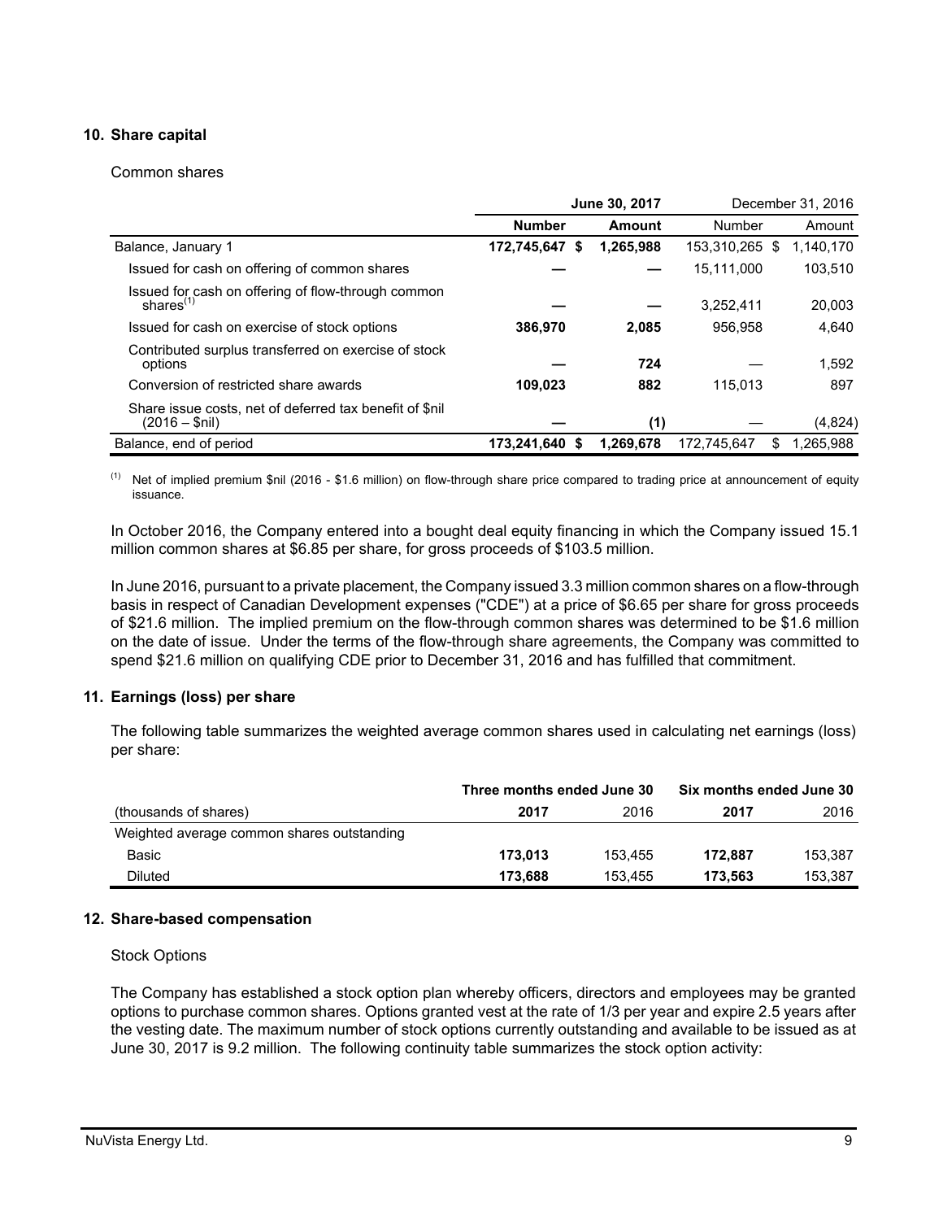## 10. Share capital

Common shares

| | June 30, 2017 | | December 31, 2016 | |
|---|---|---|---|---|
| | **Number** | **Amount** | Number | Amount |
| Balance, January 1 | **172,745,647** | **$ 1,265,988** | 153,310,265 | $ 1,140,170 |
| Issued for cash on offering of common shares | **—** | **—** | 15,111,000 | 103,510 |
| Issued for cash on offering of flow-through common shares[(1)] | **—** | **—** | 3,252,411 | 20,003 |
| Issued for cash on exercise of stock options | **386,970** | **2,085** | 956,958 | 4,640 |
| Contributed surplus transferred on exercise of stock options | **—** | **724** | — | 1,592 |
| Conversion of restricted share awards | **109,023** | **882** | 115,013 | 897 |
| Share issue costs, net of deferred tax benefit of $nil (2016 – $nil) | **—** | **(1)** | — | (4,824) |
| Balance, end of period | **173,241,640** | **$ 1,269,678** | 172,745,647 | $ 1,265,988 |

(1) Net of implied premium $nil (2016 - $1.6 million) on flow-through share price compared to trading price at announcement of equity issuance.

In October 2016, the Company entered into a bought deal equity financing in which the Company issued 15.1 million common shares at $6.85 per share, for gross proceeds of $103.5 million.

In June 2016, pursuant to a private placement, the Company issued 3.3 million common shares on a flow-through basis in respect of Canadian Development expenses ("CDE") at a price of $6.65 per share for gross proceeds of $21.6 million. The implied premium on the flow-through common shares was determined to be $1.6 million on the date of issue. Under the terms of the flow-through share agreements, the Company was committed to spend $21.6 million on qualifying CDE prior to December 31, 2016 and has fulfilled that commitment.

## 11. Earnings (loss) per share

The following table summarizes the weighted average common shares used in calculating net earnings (loss) per share:

| | Three months ended June 30 | | Six months ended June 30 | |
|---|---|---|---|---|
| (thousands of shares) | **2017** | 2016 | **2017** | 2016 |
| Weighted average common shares outstanding | | | | |
| Basic | **173,013** | 153,455 | **172,887** | 153,387 |
| Diluted | **173,688** | 153,455 | **173,563** | 153,387 |

## 12. Share-based compensation

Stock Options

The Company has established a stock option plan whereby officers, directors and employees may be granted options to purchase common shares. Options granted vest at the rate of 1/3 per year and expire 2.5 years after the vesting date. The maximum number of stock options currently outstanding and available to be issued as at June 30, 2017 is 9.2 million. The following continuity table summarizes the stock option activity: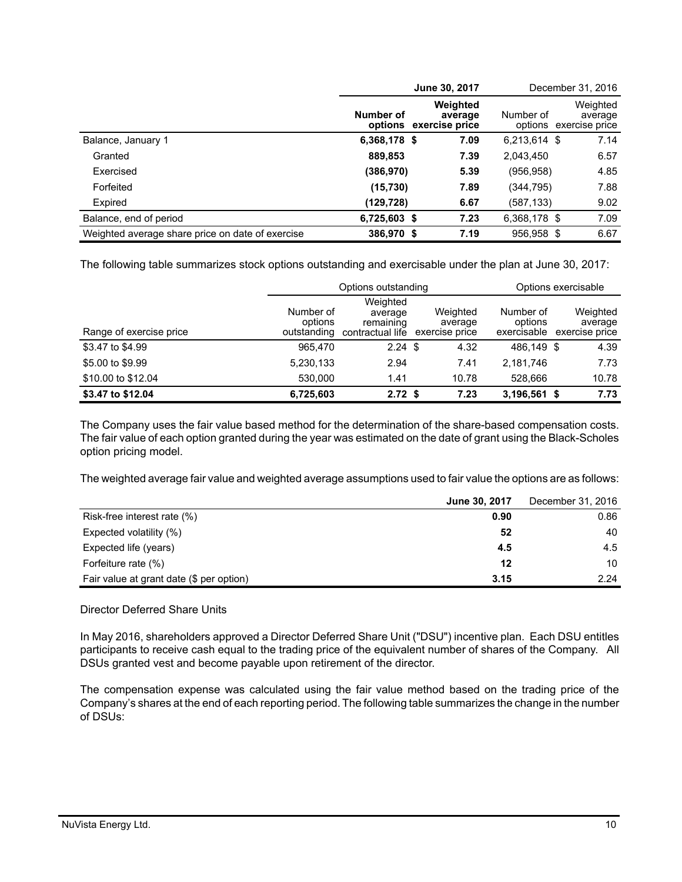| | June 30, 2017 | | December 31, 2016 | |
|---|---|---|---|---|
| | Number of options | Weighted average exercise price | Number of options | Weighted average exercise price |
| Balance, January 1 | 6,368,178 | $ 7.09 | 6,213,614 | $ 7.14 |
| Granted | 889,853 | 7.39 | 2,043,450 | 6.57 |
| Exercised | (386,970) | 5.39 | (956,958) | 4.85 |
| Forfeited | (15,730) | 7.89 | (344,795) | 7.88 |
| Expired | (129,728) | 6.67 | (587,133) | 9.02 |
| Balance, end of period | 6,725,603 | $ 7.23 | 6,368,178 | $ 7.09 |
| Weighted average share price on date of exercise | 386,970 | $ 7.19 | 956,958 | $ 6.67 |

The following table summarizes stock options outstanding and exercisable under the plan at June 30, 2017:

| | Options outstanding | | | Options exercisable | |
|---|---|---|---|---|---|
| Range of exercise price | Number of options outstanding | Weighted average remaining contractual life | Weighted average exercise price | Number of options exercisable | Weighted average exercise price |
| $3.47 to $4.99 | 965,470 | 2.24 | $ 4.32 | 486,149 | $ 4.39 |
| $5.00 to $9.99 | 5,230,133 | 2.94 | 7.41 | 2,181,746 | 7.73 |
| $10.00 to $12.04 | 530,000 | 1.41 | 10.78 | 528,666 | 10.78 |
| **$3.47 to $12.04** | **6,725,603** | **2.72** | **$ 7.23** | **3,196,561** | **$ 7.73** |

The Company uses the fair value based method for the determination of the share-based compensation costs. The fair value of each option granted during the year was estimated on the date of grant using the Black-Scholes option pricing model.

The weighted average fair value and weighted average assumptions used to fair value the options are as follows:

| | June 30, 2017 | December 31, 2016 |
|---|---|---|
| Risk-free interest rate (%) | 0.90 | 0.86 |
| Expected volatility (%) | 52 | 40 |
| Expected life (years) | 4.5 | 4.5 |
| Forfeiture rate (%) | 12 | 10 |
| Fair value at grant date ($ per option) | 3.15 | 2.24 |

Director Deferred Share Units

In May 2016, shareholders approved a Director Deferred Share Unit ("DSU") incentive plan. Each DSU entitles participants to receive cash equal to the trading price of the equivalent number of shares of the Company. All DSUs granted vest and become payable upon retirement of the director.

The compensation expense was calculated using the fair value method based on the trading price of the Company's shares at the end of each reporting period. The following table summarizes the change in the number of DSUs: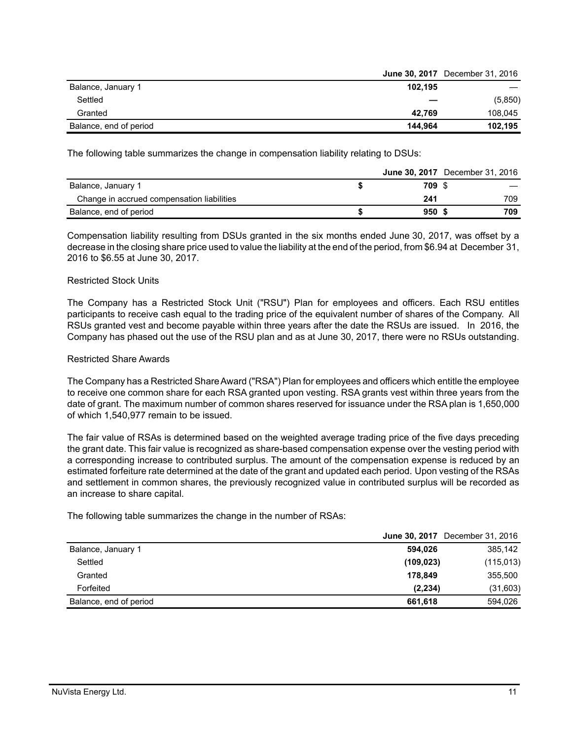| | **June 30, 2017** | December 31, 2016 |
|---|---|---|
| Balance, January 1 | **102,195** | — |
| Settled | **—** | (5,850) |
| Granted | **42,769** | 108,045 |
| Balance, end of period | **144,964** | **102,195** |

The following table summarizes the change in compensation liability relating to DSUs:

| | **June 30, 2017** | December 31, 2016 |
|---|---|---|
| Balance, January 1 | **$ 709** | $ — |
| Change in accrued compensation liabilities | **241** | 709 |
| Balance, end of period | **$ 950** | **$ 709** |

Compensation liability resulting from DSUs granted in the six months ended June 30, 2017, was offset by a decrease in the closing share price used to value the liability at the end of the period, from $6.94 at December 31, 2016 to $6.55 at June 30, 2017.

Restricted Stock Units

The Company has a Restricted Stock Unit ("RSU") Plan for employees and officers. Each RSU entitles participants to receive cash equal to the trading price of the equivalent number of shares of the Company. All RSUs granted vest and become payable within three years after the date the RSUs are issued. In 2016, the Company has phased out the use of the RSU plan and as at June 30, 2017, there were no RSUs outstanding.

Restricted Share Awards

The Company has a Restricted Share Award ("RSA") Plan for employees and officers which entitle the employee to receive one common share for each RSA granted upon vesting. RSA grants vest within three years from the date of grant. The maximum number of common shares reserved for issuance under the RSA plan is 1,650,000 of which 1,540,977 remain to be issued.

The fair value of RSAs is determined based on the weighted average trading price of the five days preceding the grant date. This fair value is recognized as share-based compensation expense over the vesting period with a corresponding increase to contributed surplus. The amount of the compensation expense is reduced by an estimated forfeiture rate determined at the date of the grant and updated each period. Upon vesting of the RSAs and settlement in common shares, the previously recognized value in contributed surplus will be recorded as an increase to share capital.

The following table summarizes the change in the number of RSAs:

| | **June 30, 2017** | December 31, 2016 |
|---|---|---|
| Balance, January 1 | **594,026** | 385,142 |
| Settled | **(109,023)** | (115,013) |
| Granted | **178,849** | 355,500 |
| Forfeited | **(2,234)** | (31,603) |
| Balance, end of period | **661,618** | 594,026 |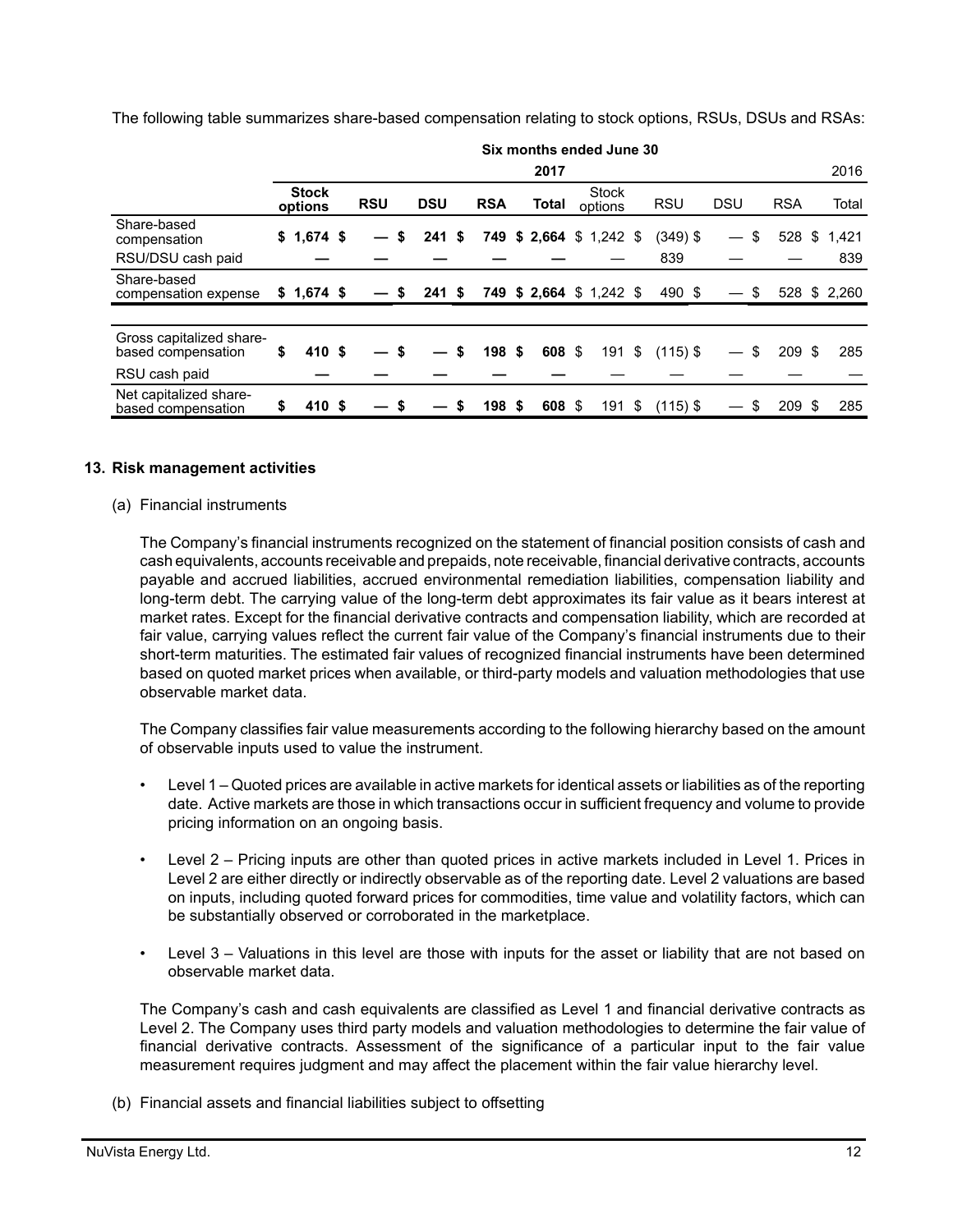The following table summarizes share-based compensation relating to stock options, RSUs, DSUs and RSAs:

| | Six months ended June 30 | | | | | | | | | |
|---|---|---|---|---|---|---|---|---|---|---|
| | | | | | **2017** | | | | | 2016 |
| | **Stock options** | **RSU** | **DSU** | **RSA** | **Total** | Stock options | RSU | DSU | RSA | Total |
| Share-based compensation | **$ 1,674** | **$ —** | **$ 241** | **$ 749** | **$ 2,664** | $ 1,242 | $ (349) | $ — | $ 528 | $ 1,421 |
| RSU/DSU cash paid | **—** | **—** | **—** | **—** | **—** | — | 839 | — | — | 839 |
| Share-based compensation expense | **$ 1,674** | **$ —** | **$ 241** | **$ 749** | **$ 2,664** | $ 1,242 | $ 490 | $ — | $ 528 | $ 2,260 |
| | | | | | | | | | | |
| Gross capitalized share-based compensation | **$ 410** | **$ —** | **$ —** | **$ 198** | **$ 608** | $ 191 | $ (115) | $ — | $ 209 | $ 285 |
| RSU cash paid | **—** | **—** | **—** | **—** | **—** | — | — | — | — | — |
| Net capitalized share-based compensation | **$ 410** | **$ —** | **$ —** | **$ 198** | **$ 608** | $ 191 | $ (115) | $ — | $ 209 | $ 285 |

## 13. Risk management activities

(a) Financial instruments

The Company's financial instruments recognized on the statement of financial position consists of cash and cash equivalents, accounts receivable and prepaids, note receivable, financial derivative contracts, accounts payable and accrued liabilities, accrued environmental remediation liabilities, compensation liability and long-term debt. The carrying value of the long-term debt approximates its fair value as it bears interest at market rates. Except for the financial derivative contracts and compensation liability, which are recorded at fair value, carrying values reflect the current fair value of the Company's financial instruments due to their short-term maturities. The estimated fair values of recognized financial instruments have been determined based on quoted market prices when available, or third-party models and valuation methodologies that use observable market data.

The Company classifies fair value measurements according to the following hierarchy based on the amount of observable inputs used to value the instrument.

- Level 1 – Quoted prices are available in active markets for identical assets or liabilities as of the reporting date. Active markets are those in which transactions occur in sufficient frequency and volume to provide pricing information on an ongoing basis.
- Level 2 – Pricing inputs are other than quoted prices in active markets included in Level 1. Prices in Level 2 are either directly or indirectly observable as of the reporting date. Level 2 valuations are based on inputs, including quoted forward prices for commodities, time value and volatility factors, which can be substantially observed or corroborated in the marketplace.
- Level 3 – Valuations in this level are those with inputs for the asset or liability that are not based on observable market data.

The Company's cash and cash equivalents are classified as Level 1 and financial derivative contracts as Level 2. The Company uses third party models and valuation methodologies to determine the fair value of financial derivative contracts. Assessment of the significance of a particular input to the fair value measurement requires judgment and may affect the placement within the fair value hierarchy level.

(b) Financial assets and financial liabilities subject to offsetting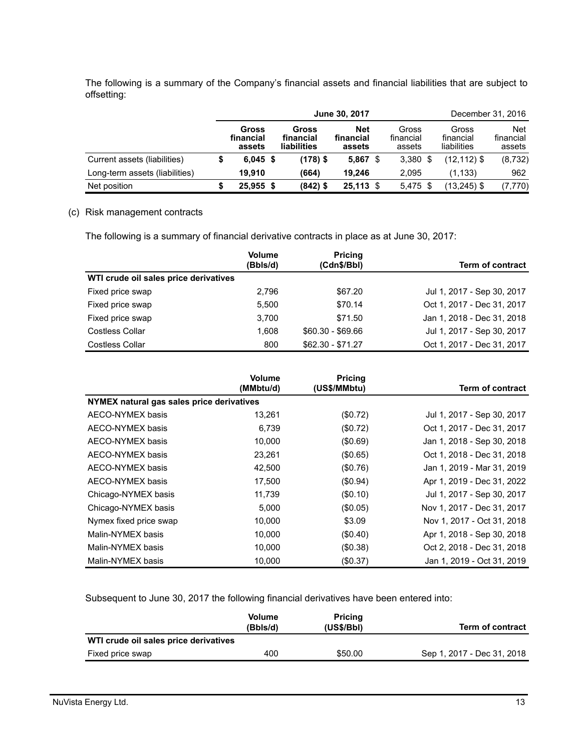The following is a summary of the Company's financial assets and financial liabilities that are subject to offsetting:

| | **June 30, 2017** | | | December 31, 2016 | | |
|---|---|---|---|---|---|---|
| | **Gross financial assets** | **Gross financial liabilities** | **Net financial assets** | Gross financial assets | Gross financial liabilities | Net financial assets |
| Current assets (liabilities) | **$ 6,045** | **$ (178)** | **$ 5,867** | $ 3,380 | $ (12,112) | $ (8,732) |
| Long-term assets (liabilities) | **19,910** | **(664)** | **19,246** | 2,095 | (1,133) | 962 |
| Net position | **$ 25,955** | **$ (842)** | **$ 25,113** | $ 5,475 | $ (13,245) | $ (7,770) |

(c) Risk management contracts

The following is a summary of financial derivative contracts in place as at June 30, 2017:

| | **Volume (Bbls/d)** | **Pricing (Cdn$/Bbl)** | **Term of contract** |
|---|---|---|---|
| **WTI crude oil sales price derivatives** | | | |
| Fixed price swap | 2,796 | $67.20 | Jul 1, 2017 - Sep 30, 2017 |
| Fixed price swap | 5,500 | $70.14 | Oct 1, 2017 - Dec 31, 2017 |
| Fixed price swap | 3,700 | $71.50 | Jan 1, 2018 - Dec 31, 2018 |
| Costless Collar | 1,608 | $60.30 - $69.66 | Jul 1, 2017 - Sep 30, 2017 |
| Costless Collar | 800 | $62.30 - $71.27 | Oct 1, 2017 - Dec 31, 2017 |

| | **Volume (MMbtu/d)** | **Pricing (US$/MMbtu)** | **Term of contract** |
|---|---|---|---|
| **NYMEX natural gas sales price derivatives** | | | |
| AECO-NYMEX basis | 13,261 | ($0.72) | Jul 1, 2017 - Sep 30, 2017 |
| AECO-NYMEX basis | 6,739 | ($0.72) | Oct 1, 2017 - Dec 31, 2017 |
| AECO-NYMEX basis | 10,000 | ($0.69) | Jan 1, 2018 - Sep 30, 2018 |
| AECO-NYMEX basis | 23,261 | ($0.65) | Oct 1, 2018 - Dec 31, 2018 |
| AECO-NYMEX basis | 42,500 | ($0.76) | Jan 1, 2019 - Mar 31, 2019 |
| AECO-NYMEX basis | 17,500 | ($0.94) | Apr 1, 2019 - Dec 31, 2022 |
| Chicago-NYMEX basis | 11,739 | ($0.10) | Jul 1, 2017 - Sep 30, 2017 |
| Chicago-NYMEX basis | 5,000 | ($0.05) | Nov 1, 2017 - Dec 31, 2017 |
| Nymex fixed price swap | 10,000 | $3.09 | Nov 1, 2017 - Oct 31, 2018 |
| Malin-NYMEX basis | 10,000 | ($0.40) | Apr 1, 2018 - Sep 30, 2018 |
| Malin-NYMEX basis | 10,000 | ($0.38) | Oct 2, 2018 - Dec 31, 2018 |
| Malin-NYMEX basis | 10,000 | ($0.37) | Jan 1, 2019 - Oct 31, 2019 |

Subsequent to June 30, 2017 the following financial derivatives have been entered into:

| | **Volume (Bbls/d)** | **Pricing (US$/Bbl)** | **Term of contract** |
|---|---|---|---|
| **WTI crude oil sales price derivatives** | | | |
| Fixed price swap | 400 | $50.00 | Sep 1, 2017 - Dec 31, 2018 |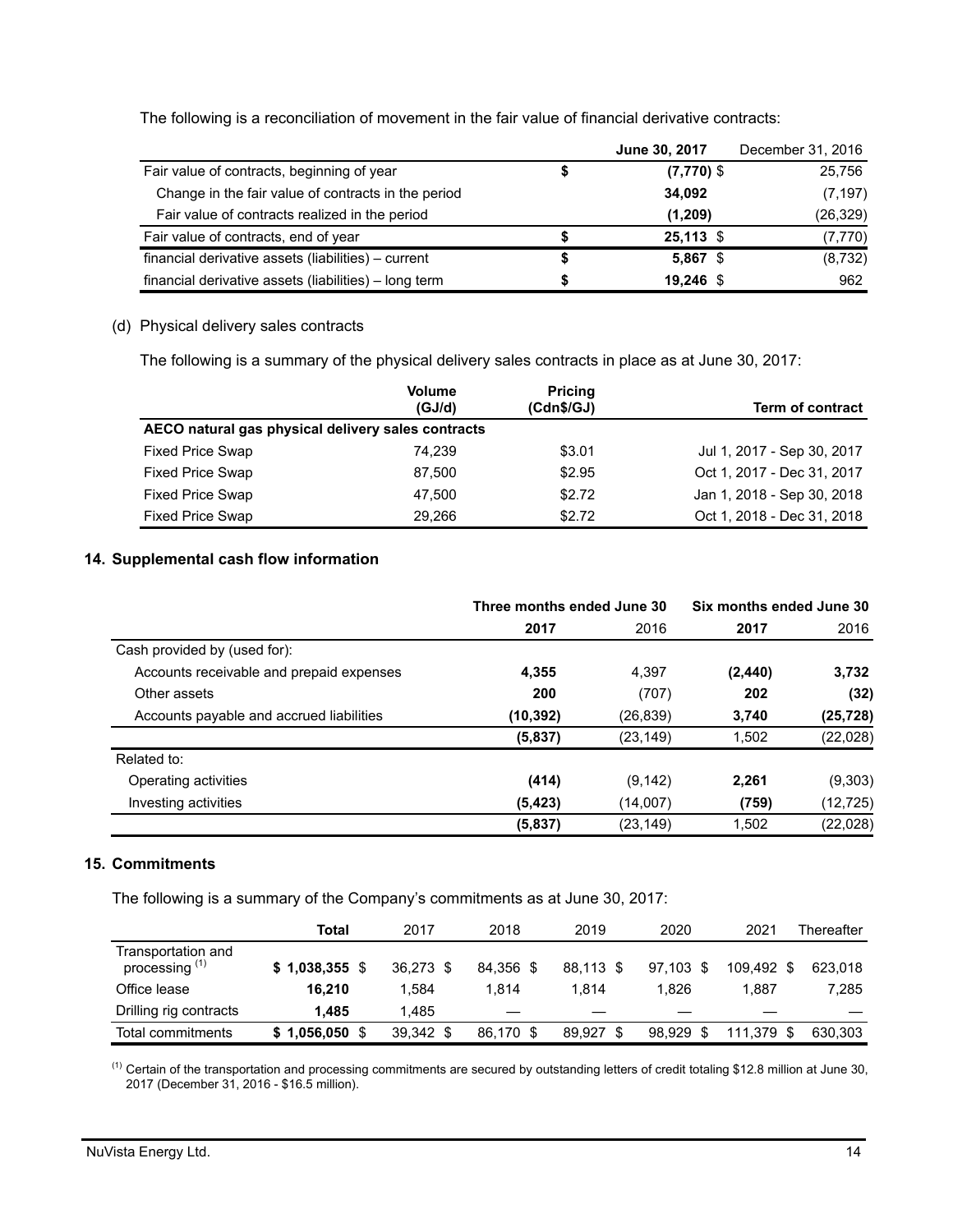The following is a reconciliation of movement in the fair value of financial derivative contracts:

| | | June 30, 2017 | December 31, 2016 |
|---|---|---|---|
| Fair value of contracts, beginning of year | $ | (7,770) $ | 25,756 |
| Change in the fair value of contracts in the period | | 34,092 | (7,197) |
| Fair value of contracts realized in the period | | (1,209) | (26,329) |
| Fair value of contracts, end of year | $ | 25,113 $ | (7,770) |
| financial derivative assets (liabilities) – current | $ | 5,867 $ | (8,732) |
| financial derivative assets (liabilities) – long term | $ | 19,246 $ | 962 |

(d) Physical delivery sales contracts

The following is a summary of the physical delivery sales contracts in place as at June 30, 2017:

| | Volume (GJ/d) | Pricing (Cdn$/GJ) | Term of contract |
|---|---|---|---|
| **AECO natural gas physical delivery sales contracts** | | | |
| Fixed Price Swap | 74,239 | $3.01 | Jul 1, 2017 - Sep 30, 2017 |
| Fixed Price Swap | 87,500 | $2.95 | Oct 1, 2017 - Dec 31, 2017 |
| Fixed Price Swap | 47,500 | $2.72 | Jan 1, 2018 - Sep 30, 2018 |
| Fixed Price Swap | 29,266 | $2.72 | Oct 1, 2018 - Dec 31, 2018 |

## 14. Supplemental cash flow information

| | Three months ended June 30 | | Six months ended June 30 | |
|---|---|---|---|---|
| | 2017 | 2016 | 2017 | 2016 |
| Cash provided by (used for): | | | | |
| Accounts receivable and prepaid expenses | 4,355 | 4,397 | (2,440) | 3,732 |
| Other assets | 200 | (707) | 202 | (32) |
| Accounts payable and accrued liabilities | (10,392) | (26,839) | 3,740 | (25,728) |
| | (5,837) | (23,149) | 1,502 | (22,028) |
| Related to: | | | | |
| Operating activities | (414) | (9,142) | 2,261 | (9,303) |
| Investing activities | (5,423) | (14,007) | (759) | (12,725) |
| | (5,837) | (23,149) | 1,502 | (22,028) |

## 15. Commitments

The following is a summary of the Company's commitments as at June 30, 2017:

| | Total | 2017 | 2018 | 2019 | 2020 | 2021 | Thereafter |
|---|---|---|---|---|---|---|---|
| Transportation and processing [(1)] | $ 1,038,355 $ | 36,273 $ | 84,356 $ | 88,113 $ | 97,103 $ | 109,492 $ | 623,018 |
| Office lease | 16,210 | 1,584 | 1,814 | 1,814 | 1,826 | 1,887 | 7,285 |
| Drilling rig contracts | 1,485 | 1,485 | — | — | — | — | — |
| Total commitments | $ 1,056,050 $ | 39,342 $ | 86,170 $ | 89,927 $ | 98,929 $ | 111,379 $ | 630,303 |

[(1)] Certain of the transportation and processing commitments are secured by outstanding letters of credit totaling $12.8 million at June 30, 2017 (December 31, 2016 - $16.5 million).